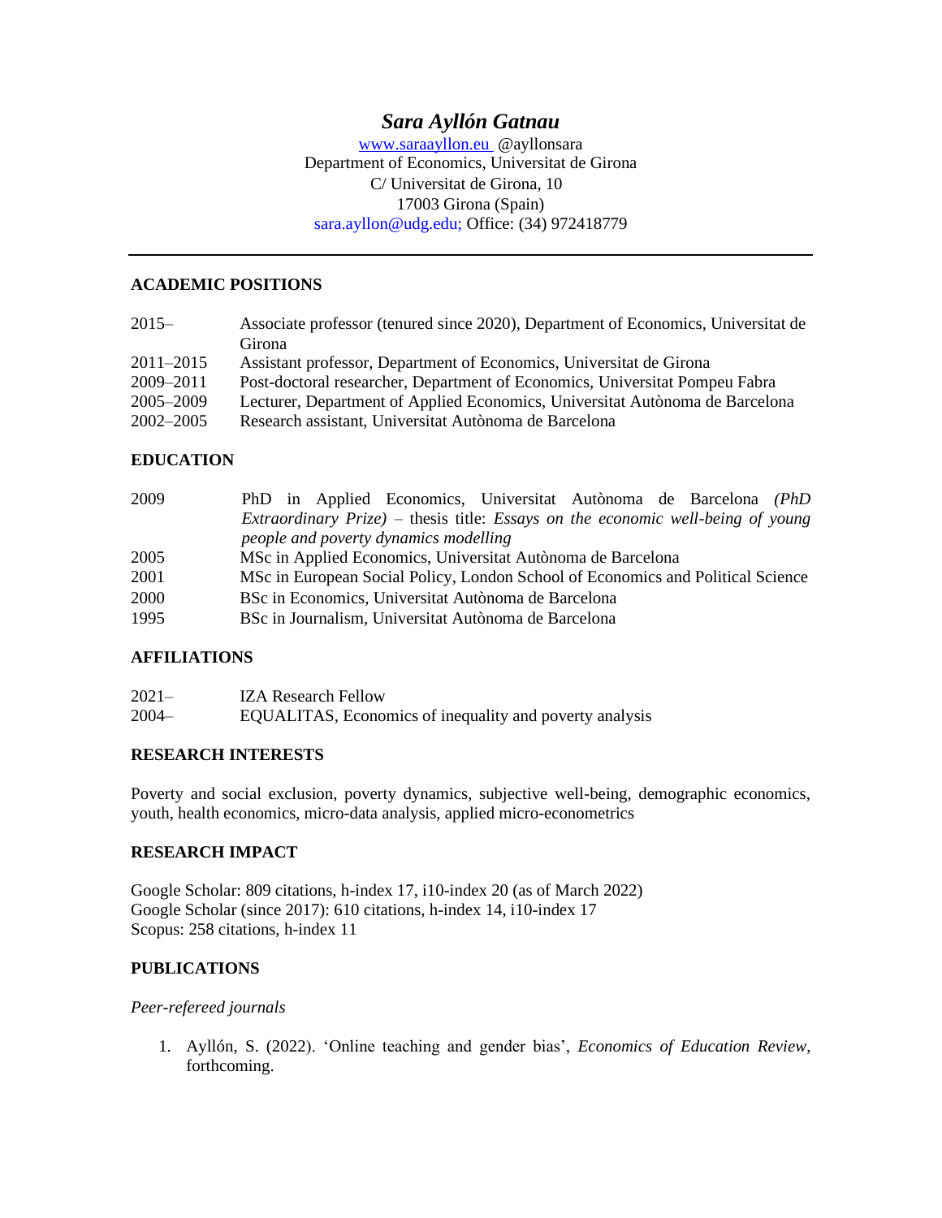# *Sara Ayllón Gatnau*

www.saraayllon.eu @ayllonsara
Department of Economics, Universitat de Girona
C/ Universitat de Girona, 10
17003 Girona (Spain)
sara.ayllon@udg.edu; Office: (34) 972418779

---

## ACADEMIC POSITIONS

| | |
|---|---|
| 2015– | Associate professor (tenured since 2020), Department of Economics, Universitat de Girona |
| 2011–2015 | Assistant professor, Department of Economics, Universitat de Girona |
| 2009–2011 | Post-doctoral researcher, Department of Economics, Universitat Pompeu Fabra |
| 2005–2009 | Lecturer, Department of Applied Economics, Universitat Autònoma de Barcelona |
| 2002–2005 | Research assistant, Universitat Autònoma de Barcelona |

## EDUCATION

| | |
|---|---|
| 2009 | PhD in Applied Economics, Universitat Autònoma de Barcelona *(PhD Extraordinary Prize)* – thesis title: *Essays on the economic well-being of young people and poverty dynamics modelling* |
| 2005 | MSc in Applied Economics, Universitat Autònoma de Barcelona |
| 2001 | MSc in European Social Policy, London School of Economics and Political Science |
| 2000 | BSc in Economics, Universitat Autònoma de Barcelona |
| 1995 | BSc in Journalism, Universitat Autònoma de Barcelona |

## AFFILIATIONS

| | |
|---|---|
| 2021– | IZA Research Fellow |
| 2004– | EQUALITAS, Economics of inequality and poverty analysis |

## RESEARCH INTERESTS

Poverty and social exclusion, poverty dynamics, subjective well-being, demographic economics, youth, health economics, micro-data analysis, applied micro-econometrics

## RESEARCH IMPACT

Google Scholar: 809 citations, h-index 17, i10-index 20 (as of March 2022)
Google Scholar (since 2017): 610 citations, h-index 14, i10-index 17
Scopus: 258 citations, h-index 11

## PUBLICATIONS

*Peer-refereed journals*

1. Ayllón, S. (2022). 'Online teaching and gender bias', *Economics of Education Review*, forthcoming.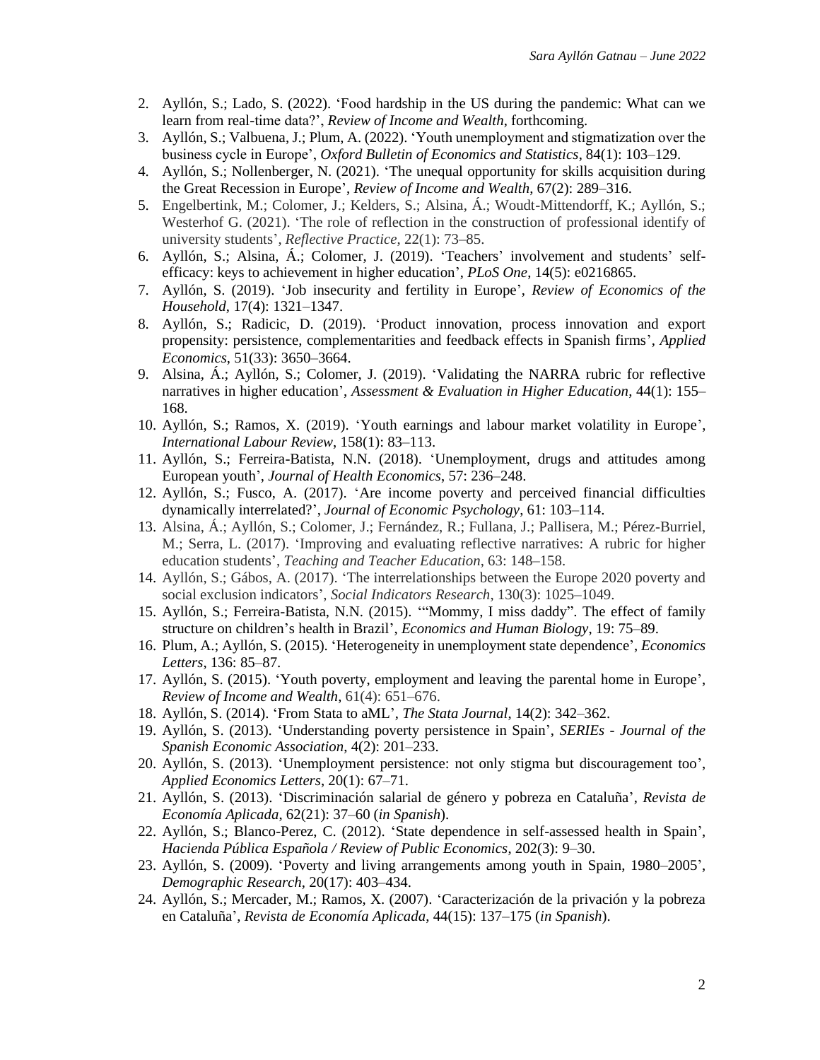2. Ayllón, S.; Lado, S. (2022). 'Food hardship in the US during the pandemic: What can we learn from real-time data?', *Review of Income and Wealth*, forthcoming.
3. Ayllón, S.; Valbuena, J.; Plum, A. (2022). 'Youth unemployment and stigmatization over the business cycle in Europe', *Oxford Bulletin of Economics and Statistics*, 84(1): 103–129.
4. Ayllón, S.; Nollenberger, N. (2021). 'The unequal opportunity for skills acquisition during the Great Recession in Europe', *Review of Income and Wealth*, 67(2): 289–316.
5. Engelbertink, M.; Colomer, J.; Kelders, S.; Alsina, Á.; Woudt-Mittendorff, K.; Ayllón, S.; Westerhof G. (2021). 'The role of reflection in the construction of professional identify of university students', *Reflective Practice*, 22(1): 73–85.
6. Ayllón, S.; Alsina, Á.; Colomer, J. (2019). 'Teachers' involvement and students' self-efficacy: keys to achievement in higher education', *PLoS One*, 14(5): e0216865.
7. Ayllón, S. (2019). 'Job insecurity and fertility in Europe', *Review of Economics of the Household*, 17(4): 1321–1347.
8. Ayllón, S.; Radicic, D. (2019). 'Product innovation, process innovation and export propensity: persistence, complementarities and feedback effects in Spanish firms', *Applied Economics*, 51(33): 3650–3664.
9. Alsina, Á.; Ayllón, S.; Colomer, J. (2019). 'Validating the NARRA rubric for reflective narratives in higher education', *Assessment & Evaluation in Higher Education*, 44(1): 155–168.
10. Ayllón, S.; Ramos, X. (2019). 'Youth earnings and labour market volatility in Europe', *International Labour Review*, 158(1): 83–113.
11. Ayllón, S.; Ferreira-Batista, N.N. (2018). 'Unemployment, drugs and attitudes among European youth', *Journal of Health Economics*, 57: 236–248.
12. Ayllón, S.; Fusco, A. (2017). 'Are income poverty and perceived financial difficulties dynamically interrelated?', *Journal of Economic Psychology*, 61: 103–114.
13. Alsina, Á.; Ayllón, S.; Colomer, J.; Fernández, R.; Fullana, J.; Pallisera, M.; Pérez-Burriel, M.; Serra, L. (2017). 'Improving and evaluating reflective narratives: A rubric for higher education students', *Teaching and Teacher Education*, 63: 148–158.
14. Ayllón, S.; Gábos, A. (2017). 'The interrelationships between the Europe 2020 poverty and social exclusion indicators', *Social Indicators Research*, 130(3): 1025–1049.
15. Ayllón, S.; Ferreira-Batista, N.N. (2015). '"Mommy, I miss daddy". The effect of family structure on children's health in Brazil', *Economics and Human Biology*, 19: 75–89.
16. Plum, A.; Ayllón, S. (2015). 'Heterogeneity in unemployment state dependence', *Economics Letters*, 136: 85–87.
17. Ayllón, S. (2015). 'Youth poverty, employment and leaving the parental home in Europe', *Review of Income and Wealth*, 61(4): 651–676.
18. Ayllón, S. (2014). 'From Stata to aML', *The Stata Journal*, 14(2): 342–362.
19. Ayllón, S. (2013). 'Understanding poverty persistence in Spain', *SERIEs - Journal of the Spanish Economic Association*, 4(2): 201–233.
20. Ayllón, S. (2013). 'Unemployment persistence: not only stigma but discouragement too', *Applied Economics Letters*, 20(1): 67–71.
21. Ayllón, S. (2013). 'Discriminación salarial de género y pobreza en Cataluña', *Revista de Economía Aplicada*, 62(21): 37–60 (*in Spanish*).
22. Ayllón, S.; Blanco-Perez, C. (2012). 'State dependence in self-assessed health in Spain', *Hacienda Pública Española / Review of Public Economics*, 202(3): 9–30.
23. Ayllón, S. (2009). 'Poverty and living arrangements among youth in Spain, 1980–2005', *Demographic Research*, 20(17): 403–434.
24. Ayllón, S.; Mercader, M.; Ramos, X. (2007). 'Caracterización de la privación y la pobreza en Cataluña', *Revista de Economía Aplicada*, 44(15): 137–175 (*in Spanish*).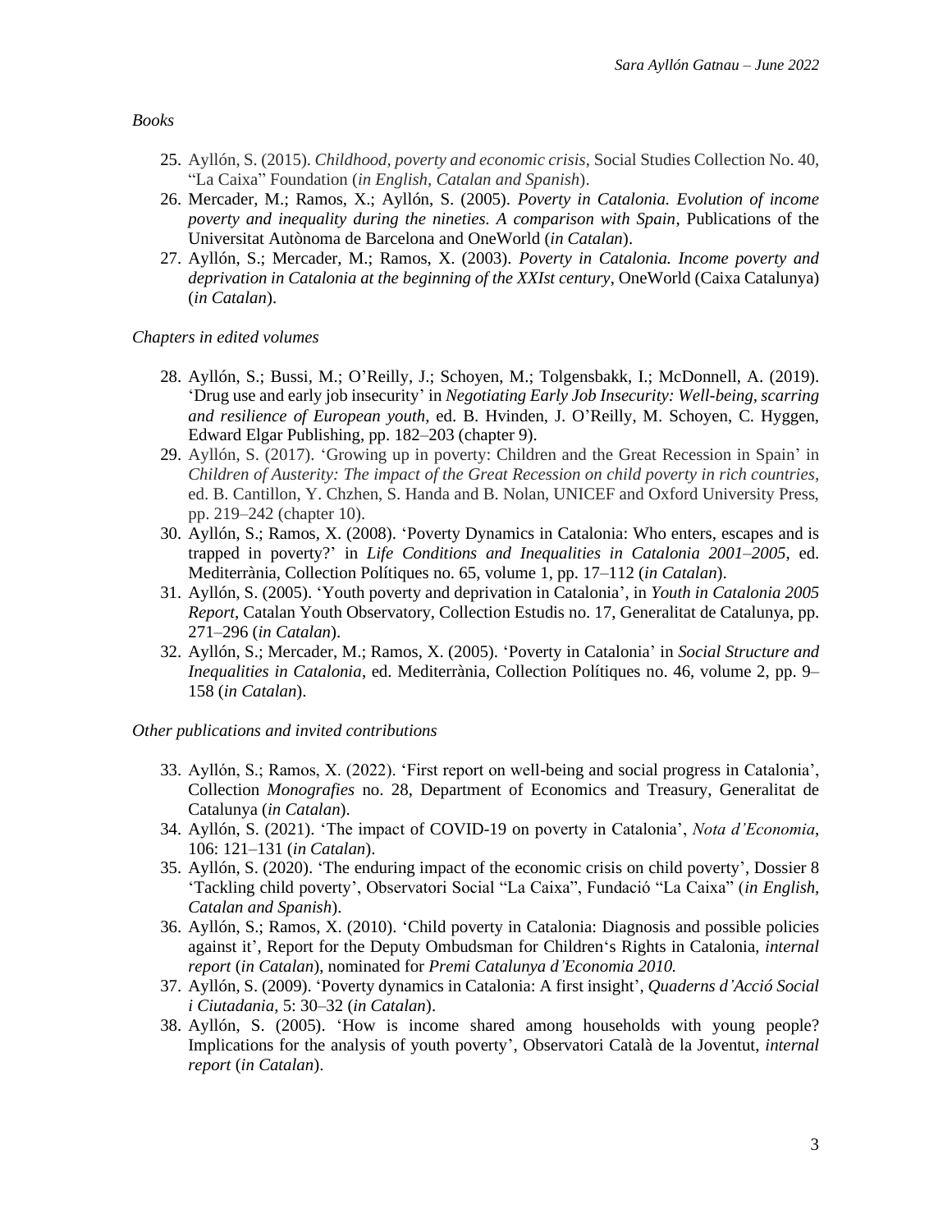*Books*

25. Ayllón, S. (2015). *Childhood, poverty and economic crisis*, Social Studies Collection No. 40, "La Caixa" Foundation (*in English, Catalan and Spanish*).
26. Mercader, M.; Ramos, X.; Ayllón, S. (2005). *Poverty in Catalonia. Evolution of income poverty and inequality during the nineties. A comparison with Spain*, Publications of the Universitat Autònoma de Barcelona and OneWorld (*in Catalan*).
27. Ayllón, S.; Mercader, M.; Ramos, X. (2003). *Poverty in Catalonia. Income poverty and deprivation in Catalonia at the beginning of the XXIst century*, OneWorld (Caixa Catalunya) (*in Catalan*).

*Chapters in edited volumes*

28. Ayllón, S.; Bussi, M.; O'Reilly, J.; Schoyen, M.; Tolgensbakk, I.; McDonnell, A. (2019). 'Drug use and early job insecurity' in *Negotiating Early Job Insecurity: Well-being, scarring and resilience of European youth*, ed. B. Hvinden, J. O'Reilly, M. Schoyen, C. Hyggen, Edward Elgar Publishing, pp. 182–203 (chapter 9).
29. Ayllón, S. (2017). 'Growing up in poverty: Children and the Great Recession in Spain' in *Children of Austerity: The impact of the Great Recession on child poverty in rich countries*, ed. B. Cantillon, Y. Chzhen, S. Handa and B. Nolan, UNICEF and Oxford University Press, pp. 219–242 (chapter 10).
30. Ayllón, S.; Ramos, X. (2008). 'Poverty Dynamics in Catalonia: Who enters, escapes and is trapped in poverty?' in *Life Conditions and Inequalities in Catalonia 2001–2005*, ed. Mediterrània, Collection Polítiques no. 65, volume 1, pp. 17–112 (*in Catalan*).
31. Ayllón, S. (2005). 'Youth poverty and deprivation in Catalonia', in *Youth in Catalonia 2005 Report*, Catalan Youth Observatory, Collection Estudis no. 17, Generalitat de Catalunya, pp. 271–296 (*in Catalan*).
32. Ayllón, S.; Mercader, M.; Ramos, X. (2005). 'Poverty in Catalonia' in *Social Structure and Inequalities in Catalonia*, ed. Mediterrània, Collection Polítiques no. 46, volume 2, pp. 9–158 (*in Catalan*).

*Other publications and invited contributions*

33. Ayllón, S.; Ramos, X. (2022). 'First report on well-being and social progress in Catalonia', Collection *Monografies* no. 28, Department of Economics and Treasury, Generalitat de Catalunya (*in Catalan*).
34. Ayllón, S. (2021). 'The impact of COVID-19 on poverty in Catalonia', *Nota d'Economia*, 106: 121–131 (*in Catalan*).
35. Ayllón, S. (2020). 'The enduring impact of the economic crisis on child poverty', Dossier 8 'Tackling child poverty', Observatori Social "La Caixa", Fundació "La Caixa" (*in English, Catalan and Spanish*).
36. Ayllón, S.; Ramos, X. (2010). 'Child poverty in Catalonia: Diagnosis and possible policies against it', Report for the Deputy Ombudsman for Children's Rights in Catalonia, *internal report* (*in Catalan*), nominated for *Premi Catalunya d'Economia 2010.*
37. Ayllón, S. (2009). 'Poverty dynamics in Catalonia: A first insight', *Quaderns d'Acció Social i Ciutadania*, 5: 30–32 (*in Catalan*).
38. Ayllón, S. (2005). 'How is income shared among households with young people? Implications for the analysis of youth poverty', Observatori Català de la Joventut, *internal report* (*in Catalan*).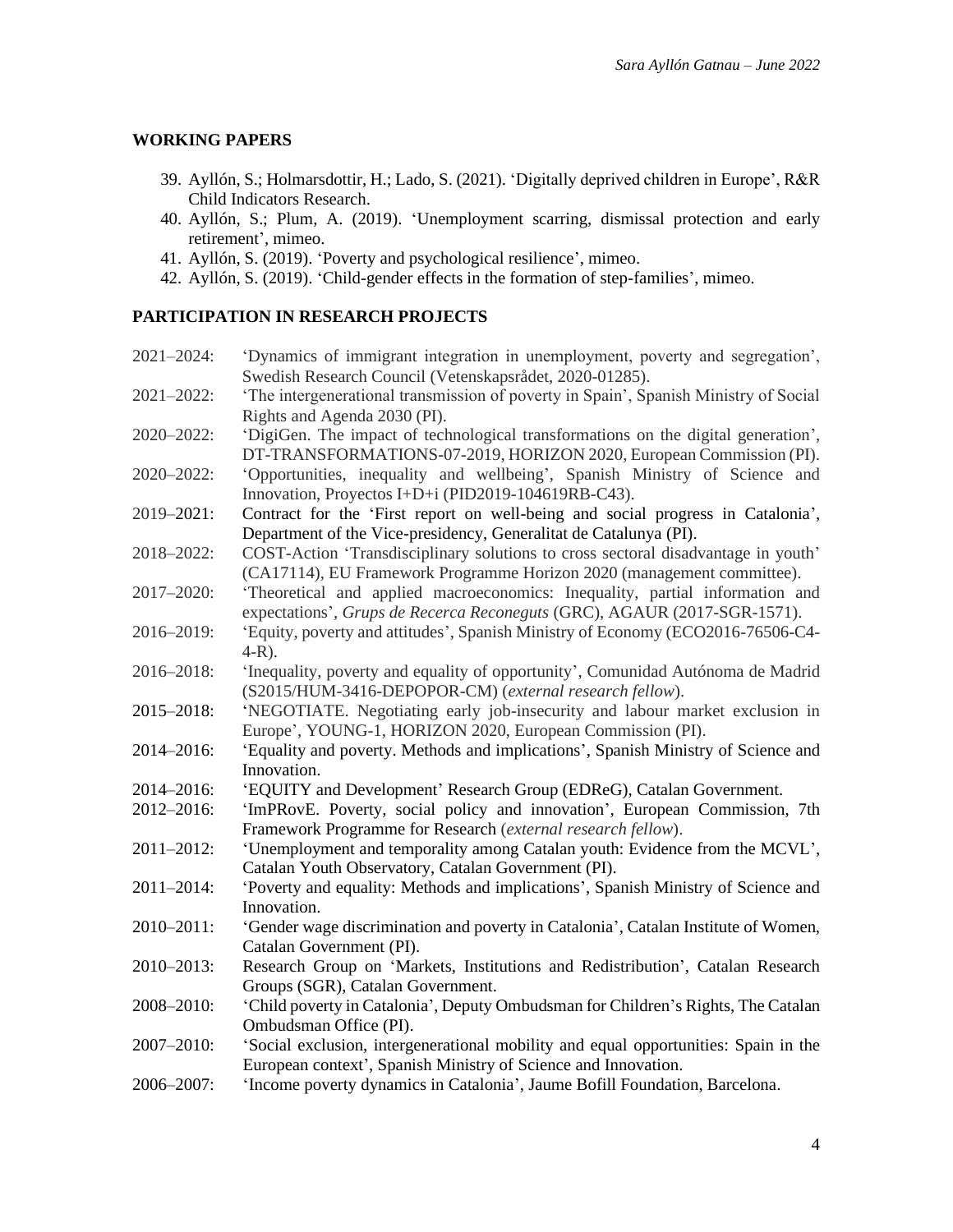## WORKING PAPERS

39. Ayllón, S.; Holmarsdottir, H.; Lado, S. (2021). 'Digitally deprived children in Europe', R&R Child Indicators Research.
40. Ayllón, S.; Plum, A. (2019). 'Unemployment scarring, dismissal protection and early retirement', mimeo.
41. Ayllón, S. (2019). 'Poverty and psychological resilience', mimeo.
42. Ayllón, S. (2019). 'Child-gender effects in the formation of step-families', mimeo.

## PARTICIPATION IN RESEARCH PROJECTS

2021–2024: 'Dynamics of immigrant integration in unemployment, poverty and segregation', Swedish Research Council (Vetenskapsrådet, 2020-01285).

2021–2022: 'The intergenerational transmission of poverty in Spain', Spanish Ministry of Social Rights and Agenda 2030 (PI).

2020–2022: 'DigiGen. The impact of technological transformations on the digital generation', DT-TRANSFORMATIONS-07-2019, HORIZON 2020, European Commission (PI).

2020–2022: 'Opportunities, inequality and wellbeing', Spanish Ministry of Science and Innovation, Proyectos I+D+i (PID2019-104619RB-C43).

2019–2021: Contract for the 'First report on well-being and social progress in Catalonia', Department of the Vice-presidency, Generalitat de Catalunya (PI).

2018–2022: COST-Action 'Transdisciplinary solutions to cross sectoral disadvantage in youth' (CA17114), EU Framework Programme Horizon 2020 (management committee).

2017–2020: 'Theoretical and applied macroeconomics: Inequality, partial information and expectations', *Grups de Recerca Reconeguts* (GRC), AGAUR (2017-SGR-1571).

2016–2019: 'Equity, poverty and attitudes', Spanish Ministry of Economy (ECO2016-76506-C4-4-R).

2016–2018: 'Inequality, poverty and equality of opportunity', Comunidad Autónoma de Madrid (S2015/HUM-3416-DEPOPOR-CM) (*external research fellow*).

2015–2018: 'NEGOTIATE. Negotiating early job-insecurity and labour market exclusion in Europe', YOUNG-1, HORIZON 2020, European Commission (PI).

2014–2016: 'Equality and poverty. Methods and implications', Spanish Ministry of Science and Innovation.

2014–2016: 'EQUITY and Development' Research Group (EDReG), Catalan Government.

2012–2016: 'ImPRovE. Poverty, social policy and innovation', European Commission, 7th Framework Programme for Research (*external research fellow*).

2011–2012: 'Unemployment and temporality among Catalan youth: Evidence from the MCVL', Catalan Youth Observatory, Catalan Government (PI).

2011–2014: 'Poverty and equality: Methods and implications', Spanish Ministry of Science and Innovation.

2010–2011: 'Gender wage discrimination and poverty in Catalonia', Catalan Institute of Women, Catalan Government (PI).

2010–2013: Research Group on 'Markets, Institutions and Redistribution', Catalan Research Groups (SGR), Catalan Government.

2008–2010: 'Child poverty in Catalonia', Deputy Ombudsman for Children's Rights, The Catalan Ombudsman Office (PI).

2007–2010: 'Social exclusion, intergenerational mobility and equal opportunities: Spain in the European context', Spanish Ministry of Science and Innovation.

2006–2007: 'Income poverty dynamics in Catalonia', Jaume Bofill Foundation, Barcelona.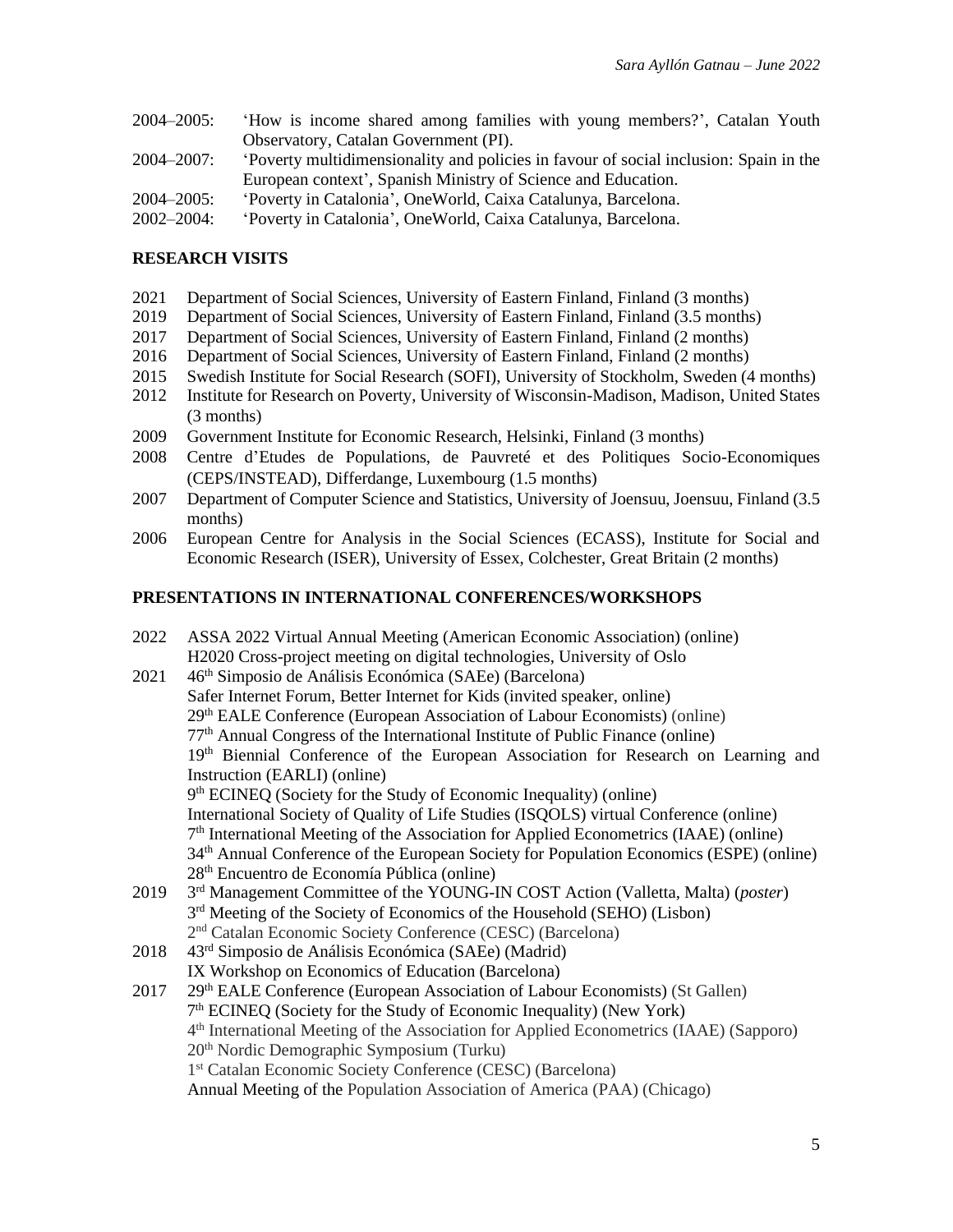2004–2005: 'How is income shared among families with young members?', Catalan Youth Observatory, Catalan Government (PI).
2004–2007: 'Poverty multidimensionality and policies in favour of social inclusion: Spain in the European context', Spanish Ministry of Science and Education.
2004–2005: 'Poverty in Catalonia', OneWorld, Caixa Catalunya, Barcelona.
2002–2004: 'Poverty in Catalonia', OneWorld, Caixa Catalunya, Barcelona.

## RESEARCH VISITS

2021 Department of Social Sciences, University of Eastern Finland, Finland (3 months)
2019 Department of Social Sciences, University of Eastern Finland, Finland (3.5 months)
2017 Department of Social Sciences, University of Eastern Finland, Finland (2 months)
2016 Department of Social Sciences, University of Eastern Finland, Finland (2 months)
2015 Swedish Institute for Social Research (SOFI), University of Stockholm, Sweden (4 months)
2012 Institute for Research on Poverty, University of Wisconsin-Madison, Madison, United States (3 months)
2009 Government Institute for Economic Research, Helsinki, Finland (3 months)
2008 Centre d'Etudes de Populations, de Pauvreté et des Politiques Socio-Economiques (CEPS/INSTEAD), Differdange, Luxembourg (1.5 months)
2007 Department of Computer Science and Statistics, University of Joensuu, Joensuu, Finland (3.5 months)
2006 European Centre for Analysis in the Social Sciences (ECASS), Institute for Social and Economic Research (ISER), University of Essex, Colchester, Great Britain (2 months)

## PRESENTATIONS IN INTERNATIONAL CONFERENCES/WORKSHOPS

2022 ASSA 2022 Virtual Annual Meeting (American Economic Association) (online)
H2020 Cross-project meeting on digital technologies, University of Oslo

2021 46th Simposio de Análisis Económica (SAEe) (Barcelona)
Safer Internet Forum, Better Internet for Kids (invited speaker, online)
29th EALE Conference (European Association of Labour Economists) (online)
77th Annual Congress of the International Institute of Public Finance (online)
19th Biennial Conference of the European Association for Research on Learning and Instruction (EARLI) (online)
9th ECINEQ (Society for the Study of Economic Inequality) (online)
International Society of Quality of Life Studies (ISQOLS) virtual Conference (online)
7th International Meeting of the Association for Applied Econometrics (IAAE) (online)
34th Annual Conference of the European Society for Population Economics (ESPE) (online)
28th Encuentro de Economía Pública (online)

2019 3rd Management Committee of the YOUNG-IN COST Action (Valletta, Malta) (*poster*)
3rd Meeting of the Society of Economics of the Household (SEHO) (Lisbon)
2nd Catalan Economic Society Conference (CESC) (Barcelona)

2018 43rd Simposio de Análisis Económica (SAEe) (Madrid)
IX Workshop on Economics of Education (Barcelona)

2017 29th EALE Conference (European Association of Labour Economists) (St Gallen)
7th ECINEQ (Society for the Study of Economic Inequality) (New York)
4th International Meeting of the Association for Applied Econometrics (IAAE) (Sapporo)
20th Nordic Demographic Symposium (Turku)
1st Catalan Economic Society Conference (CESC) (Barcelona)
Annual Meeting of the Population Association of America (PAA) (Chicago)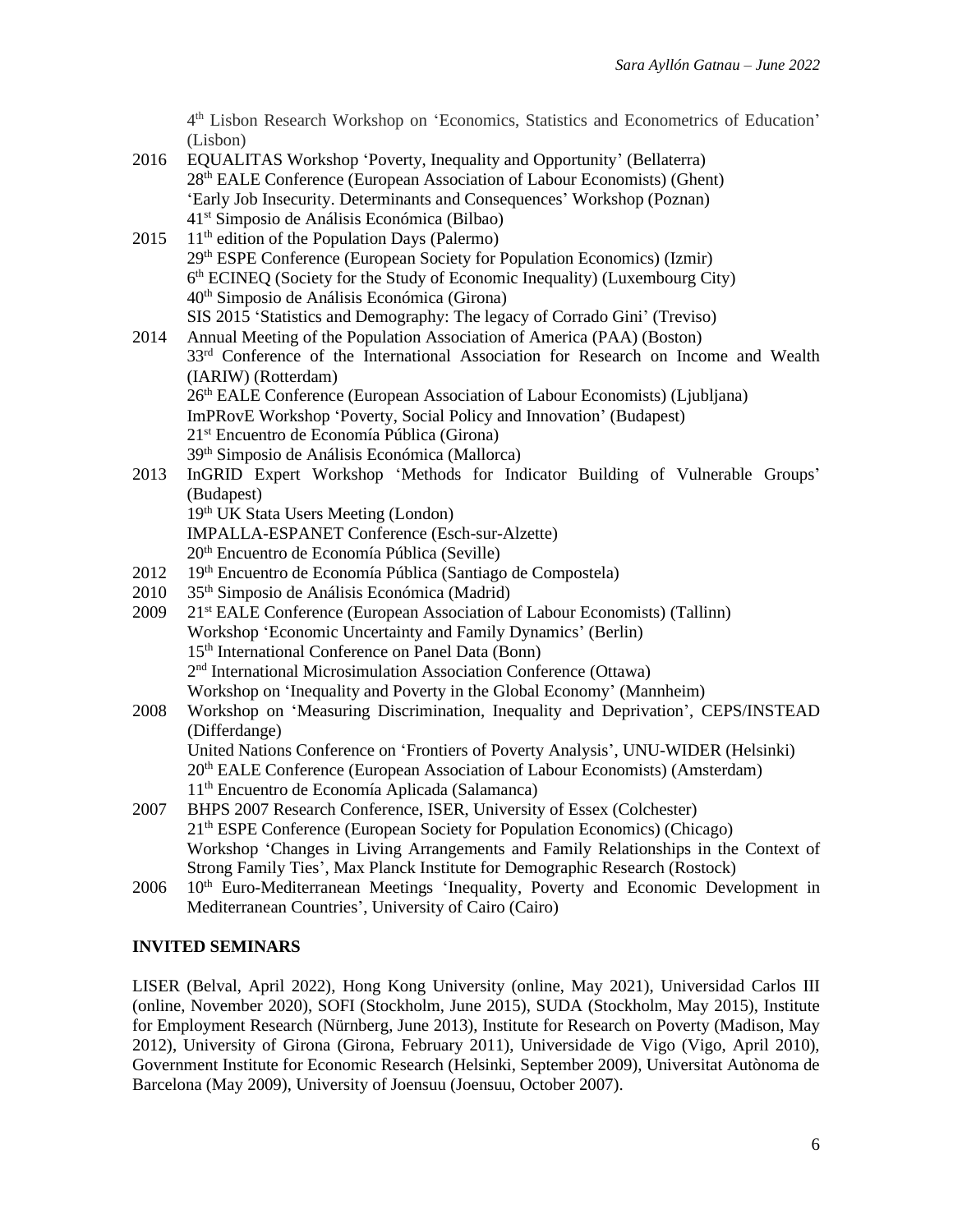4th Lisbon Research Workshop on 'Economics, Statistics and Econometrics of Education' (Lisbon)

2016 EQUALITAS Workshop 'Poverty, Inequality and Opportunity' (Bellaterra)
28th EALE Conference (European Association of Labour Economists) (Ghent)
'Early Job Insecurity. Determinants and Consequences' Workshop (Poznan)
41st Simposio de Análisis Económica (Bilbao)

2015 11th edition of the Population Days (Palermo)
29th ESPE Conference (European Society for Population Economics) (Izmir)
6th ECINEQ (Society for the Study of Economic Inequality) (Luxembourg City)
40th Simposio de Análisis Económica (Girona)
SIS 2015 'Statistics and Demography: The legacy of Corrado Gini' (Treviso)

2014 Annual Meeting of the Population Association of America (PAA) (Boston)
33rd Conference of the International Association for Research on Income and Wealth (IARIW) (Rotterdam)
26th EALE Conference (European Association of Labour Economists) (Ljubljana)
ImPRovE Workshop 'Poverty, Social Policy and Innovation' (Budapest)
21st Encuentro de Economía Pública (Girona)
39th Simposio de Análisis Económica (Mallorca)

2013 InGRID Expert Workshop 'Methods for Indicator Building of Vulnerable Groups' (Budapest)
19th UK Stata Users Meeting (London)
IMPALLA-ESPANET Conference (Esch-sur-Alzette)
20th Encuentro de Economía Pública (Seville)

2012 19th Encuentro de Economía Pública (Santiago de Compostela)

2010 35th Simposio de Análisis Económica (Madrid)

2009 21st EALE Conference (European Association of Labour Economists) (Tallinn)
Workshop 'Economic Uncertainty and Family Dynamics' (Berlin)
15th International Conference on Panel Data (Bonn)
2nd International Microsimulation Association Conference (Ottawa)
Workshop on 'Inequality and Poverty in the Global Economy' (Mannheim)

2008 Workshop on 'Measuring Discrimination, Inequality and Deprivation', CEPS/INSTEAD (Differdange)
United Nations Conference on 'Frontiers of Poverty Analysis', UNU-WIDER (Helsinki)
20th EALE Conference (European Association of Labour Economists) (Amsterdam)
11th Encuentro de Economía Aplicada (Salamanca)

2007 BHPS 2007 Research Conference, ISER, University of Essex (Colchester)
21th ESPE Conference (European Society for Population Economics) (Chicago)
Workshop 'Changes in Living Arrangements and Family Relationships in the Context of Strong Family Ties', Max Planck Institute for Demographic Research (Rostock)

2006 10th Euro-Mediterranean Meetings 'Inequality, Poverty and Economic Development in Mediterranean Countries', University of Cairo (Cairo)

**INVITED SEMINARS**

LISER (Belval, April 2022), Hong Kong University (online, May 2021), Universidad Carlos III (online, November 2020), SOFI (Stockholm, June 2015), SUDA (Stockholm, May 2015), Institute for Employment Research (Nürnberg, June 2013), Institute for Research on Poverty (Madison, May 2012), University of Girona (Girona, February 2011), Universidade de Vigo (Vigo, April 2010), Government Institute for Economic Research (Helsinki, September 2009), Universitat Autònoma de Barcelona (May 2009), University of Joensuu (Joensuu, October 2007).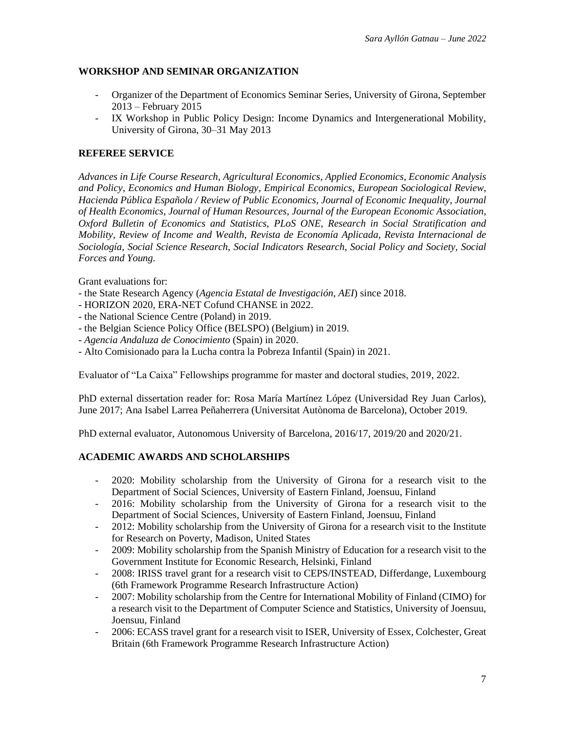## WORKSHOP AND SEMINAR ORGANIZATION

- Organizer of the Department of Economics Seminar Series, University of Girona, September 2013 – February 2015
- IX Workshop in Public Policy Design: Income Dynamics and Intergenerational Mobility, University of Girona, 30–31 May 2013

## REFEREE SERVICE

*Advances in Life Course Research*, *Agricultural Economics*, *Applied Economics*, *Economic Analysis and Policy*, *Economics and Human Biology*, *Empirical Economics*, *European Sociological Review*, *Hacienda Pública Española / Review of Public Economics*, *Journal of Economic Inequality*, *Journal of Health Economics*, *Journal of Human Resources*, *Journal of the European Economic Association*, *Oxford Bulletin of Economics and Statistics*, *PLoS ONE*, *Research in Social Stratification and Mobility*, *Review of Income and Wealth*, *Revista de Economía Aplicada*, *Revista Internacional de Sociología*, *Social Science Research*, *Social Indicators Research*, *Social Policy and Society*, *Social Forces and Young.*

Grant evaluations for:
- the State Research Agency (*Agencia Estatal de Investigación, AEI*) since 2018.
- HORIZON 2020, ERA-NET Cofund CHANSE in 2022.
- the National Science Centre (Poland) in 2019.
- the Belgian Science Policy Office (BELSPO) (Belgium) in 2019.
- *Agencia Andaluza de Conocimiento* (Spain) in 2020.
- Alto Comisionado para la Lucha contra la Pobreza Infantil (Spain) in 2021.

Evaluator of "La Caixa" Fellowships programme for master and doctoral studies, 2019, 2022.

PhD external dissertation reader for: Rosa María Martínez López (Universidad Rey Juan Carlos), June 2017; Ana Isabel Larrea Peñaherrera (Universitat Autònoma de Barcelona), October 2019.

PhD external evaluator, Autonomous University of Barcelona, 2016/17, 2019/20 and 2020/21.

## ACADEMIC AWARDS AND SCHOLARSHIPS

- 2020: Mobility scholarship from the University of Girona for a research visit to the Department of Social Sciences, University of Eastern Finland, Joensuu, Finland
- 2016: Mobility scholarship from the University of Girona for a research visit to the Department of Social Sciences, University of Eastern Finland, Joensuu, Finland
- 2012: Mobility scholarship from the University of Girona for a research visit to the Institute for Research on Poverty, Madison, United States
- 2009: Mobility scholarship from the Spanish Ministry of Education for a research visit to the Government Institute for Economic Research, Helsinki, Finland
- 2008: IRISS travel grant for a research visit to CEPS/INSTEAD, Differdange, Luxembourg (6th Framework Programme Research Infrastructure Action)
- 2007: Mobility scholarship from the Centre for International Mobility of Finland (CIMO) for a research visit to the Department of Computer Science and Statistics, University of Joensuu, Joensuu, Finland
- 2006: ECASS travel grant for a research visit to ISER, University of Essex, Colchester, Great Britain (6th Framework Programme Research Infrastructure Action)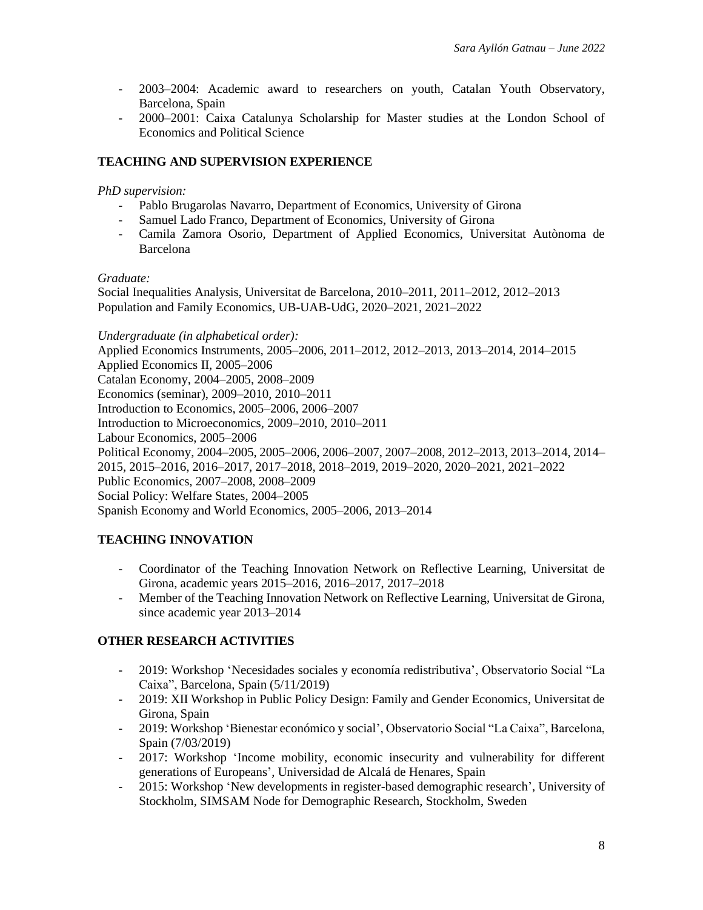- 2003–2004: Academic award to researchers on youth, Catalan Youth Observatory, Barcelona, Spain
- 2000–2001: Caixa Catalunya Scholarship for Master studies at the London School of Economics and Political Science

## TEACHING AND SUPERVISION EXPERIENCE

*PhD supervision:*

- Pablo Brugarolas Navarro, Department of Economics, University of Girona
- Samuel Lado Franco, Department of Economics, University of Girona
- Camila Zamora Osorio, Department of Applied Economics, Universitat Autònoma de Barcelona

*Graduate:*

Social Inequalities Analysis, Universitat de Barcelona, 2010–2011, 2011–2012, 2012–2013
Population and Family Economics, UB-UAB-UdG, 2020–2021, 2021–2022

*Undergraduate (in alphabetical order):*

Applied Economics Instruments, 2005–2006, 2011–2012, 2012–2013, 2013–2014, 2014–2015
Applied Economics II, 2005–2006
Catalan Economy, 2004–2005, 2008–2009
Economics (seminar), 2009–2010, 2010–2011
Introduction to Economics, 2005–2006, 2006–2007
Introduction to Microeconomics, 2009–2010, 2010–2011
Labour Economics, 2005–2006
Political Economy, 2004–2005, 2005–2006, 2006–2007, 2007–2008, 2012–2013, 2013–2014, 2014–2015, 2015–2016, 2016–2017, 2017–2018, 2018–2019, 2019–2020, 2020–2021, 2021–2022
Public Economics, 2007–2008, 2008–2009
Social Policy: Welfare States, 2004–2005
Spanish Economy and World Economics, 2005–2006, 2013–2014

## TEACHING INNOVATION

- Coordinator of the Teaching Innovation Network on Reflective Learning, Universitat de Girona, academic years 2015–2016, 2016–2017, 2017–2018
- Member of the Teaching Innovation Network on Reflective Learning, Universitat de Girona, since academic year 2013–2014

## OTHER RESEARCH ACTIVITIES

- 2019: Workshop 'Necesidades sociales y economía redistributiva', Observatorio Social "La Caixa", Barcelona, Spain (5/11/2019)
- 2019: XII Workshop in Public Policy Design: Family and Gender Economics, Universitat de Girona, Spain
- 2019: Workshop 'Bienestar económico y social', Observatorio Social "La Caixa", Barcelona, Spain (7/03/2019)
- 2017: Workshop 'Income mobility, economic insecurity and vulnerability for different generations of Europeans', Universidad de Alcalá de Henares, Spain
- 2015: Workshop 'New developments in register-based demographic research', University of Stockholm, SIMSAM Node for Demographic Research, Stockholm, Sweden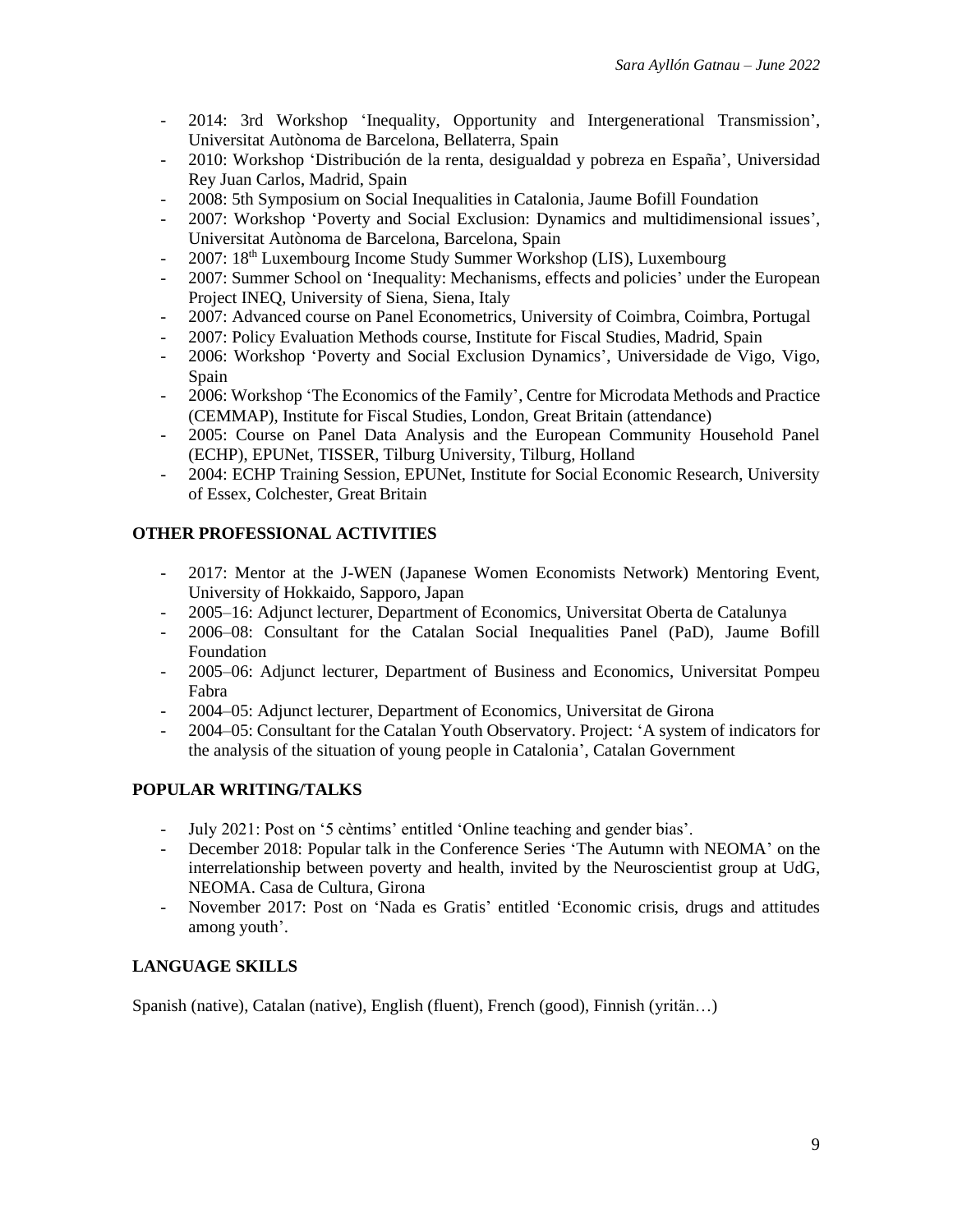- 2014: 3rd Workshop 'Inequality, Opportunity and Intergenerational Transmission', Universitat Autònoma de Barcelona, Bellaterra, Spain
- 2010: Workshop 'Distribución de la renta, desigualdad y pobreza en España', Universidad Rey Juan Carlos, Madrid, Spain
- 2008: 5th Symposium on Social Inequalities in Catalonia, Jaume Bofill Foundation
- 2007: Workshop 'Poverty and Social Exclusion: Dynamics and multidimensional issues', Universitat Autònoma de Barcelona, Barcelona, Spain
- 2007: 18th Luxembourg Income Study Summer Workshop (LIS), Luxembourg
- 2007: Summer School on 'Inequality: Mechanisms, effects and policies' under the European Project INEQ, University of Siena, Siena, Italy
- 2007: Advanced course on Panel Econometrics, University of Coimbra, Coimbra, Portugal
- 2007: Policy Evaluation Methods course, Institute for Fiscal Studies, Madrid, Spain
- 2006: Workshop 'Poverty and Social Exclusion Dynamics', Universidade de Vigo, Vigo, Spain
- 2006: Workshop 'The Economics of the Family', Centre for Microdata Methods and Practice (CEMMAP), Institute for Fiscal Studies, London, Great Britain (attendance)
- 2005: Course on Panel Data Analysis and the European Community Household Panel (ECHP), EPUNet, TISSER, Tilburg University, Tilburg, Holland
- 2004: ECHP Training Session, EPUNet, Institute for Social Economic Research, University of Essex, Colchester, Great Britain

## OTHER PROFESSIONAL ACTIVITIES

- 2017: Mentor at the J-WEN (Japanese Women Economists Network) Mentoring Event, University of Hokkaido, Sapporo, Japan
- 2005–16: Adjunct lecturer, Department of Economics, Universitat Oberta de Catalunya
- 2006–08: Consultant for the Catalan Social Inequalities Panel (PaD), Jaume Bofill Foundation
- 2005–06: Adjunct lecturer, Department of Business and Economics, Universitat Pompeu Fabra
- 2004–05: Adjunct lecturer, Department of Economics, Universitat de Girona
- 2004–05: Consultant for the Catalan Youth Observatory. Project: 'A system of indicators for the analysis of the situation of young people in Catalonia', Catalan Government

## POPULAR WRITING/TALKS

- July 2021: Post on '5 cèntims' entitled 'Online teaching and gender bias'.
- December 2018: Popular talk in the Conference Series 'The Autumn with NEOMA' on the interrelationship between poverty and health, invited by the Neuroscientist group at UdG, NEOMA. Casa de Cultura, Girona
- November 2017: Post on 'Nada es Gratis' entitled 'Economic crisis, drugs and attitudes among youth'.

## LANGUAGE SKILLS

Spanish (native), Catalan (native), English (fluent), French (good), Finnish (yritän…)